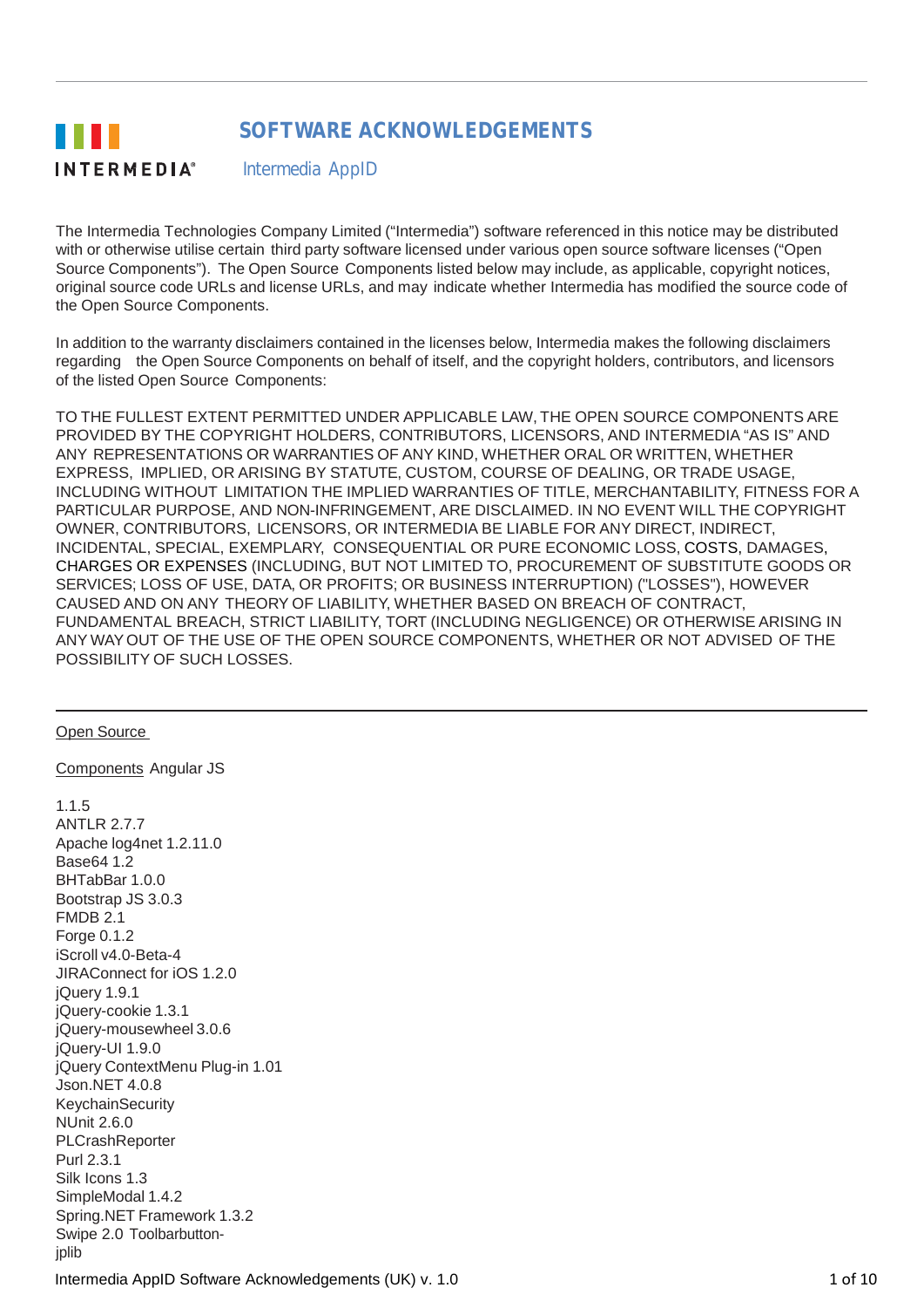# SOFTWARE ACKNOWLEDGEMENTS

## Intermedia AppID

The Intermedia Technologies Company Limited ("Intermedia") software referenced in this notice may be distributed with or otherwise utilise certain third party software licensed under various open source software licenses ("Open Source Components"). The Open Source Components listed below may include, as applicable, copyright notices, original source code URLs and license URLs, and may indicate whether Intermedia has modified the source code of the Open Source Components.

In addition to the warranty disclaimers contained in the licenses below, Intermedia makes the following disclaimers regarding the Open Source Components on behalf of itself, and the copyright holders, contributors, and licensors of the listed Open Source Components:

TO THE FULLEST EXTENT PERMITTED UNDER APPLICABLE LAW, THE OPEN SOURCE COMPONENTS ARE PROVIDED BY THE COPYRIGHT HOLDERS, CONTRIBUTORS, LICENSORS, AND INTERMEDIA "AS IS" AND ANY REPRESENTATIONS OR WARRANTIES OF ANY KIND, WHETHER ORAL OR WRITTEN, WHETHER EXPRESS, IMPLIED, OR ARISING BY STATUTE, CUSTOM, COURSE OF DEALING, OR TRADE USAGE, INCLUDING WITHOUT LIMITATION THE IMPLIED WARRANTIES OF TITLE, MERCHANTABILITY, FITNESS FOR A PARTICULAR PURPOSE, AND NON-INFRINGEMENT, ARE DISCLAIMED. IN NO EVENT WILL THE COPYRIGHT OWNER, CONTRIBUTORS, LICENSORS, OR INTERMEDIA BE LIABLE FOR ANY DIRECT, INDIRECT, INCIDENTAL, SPECIAL, EXEMPLARY, CONSEQUENTIAL OR PURE ECONOMIC LOSS, COSTS, DAMAGES, CHARGES OR EXPENSES (INCLUDING, BUT NOT LIMITED TO, PROCUREMENT OF SUBSTITUTE GOODS OR SERVICES; LOSS OF USE, DATA, OR PROFITS; OR BUSINESS INTERRUPTION) ("LOSSES"), HOWEVER CAUSED AND ON ANY THEORY OF LIABILITY, WHETHER BASED ON BREACH OF CONTRACT, FUNDAMENTAL BREACH, STRICT LIABILITY, TORT (INCLUDING NEGLIGENCE) OR OTHERWISE ARISING IN ANY WAY OUT OF THE USE OF THE OPEN SOURCE COMPONENTS, WHETHER OR NOT ADVISED OF THE POSSIBILITY OF SUCH LOSSES.

---

Open Source

Components Angular JS

1.1.5
ANTLR 2.7.7
Apache log4net 1.2.11.0
Base64 1.2
BHTabBar 1.0.0
Bootstrap JS 3.0.3
FMDB 2.1
Forge 0.1.2
iScroll v4.0-Beta-4
JIRAConnect for iOS 1.2.0
jQuery 1.9.1
jQuery-cookie 1.3.1
jQuery-mousewheel 3.0.6
jQuery-UI 1.9.0
jQuery ContextMenu Plug-in 1.01
Json.NET 4.0.8
KeychainSecurity
NUnit 2.6.0
PLCrashReporter
Purl 2.3.1
Silk Icons 1.3
SimpleModal 1.4.2
Spring.NET Framework 1.3.2
Swipe 2.0 Toolbarbutton-
jplib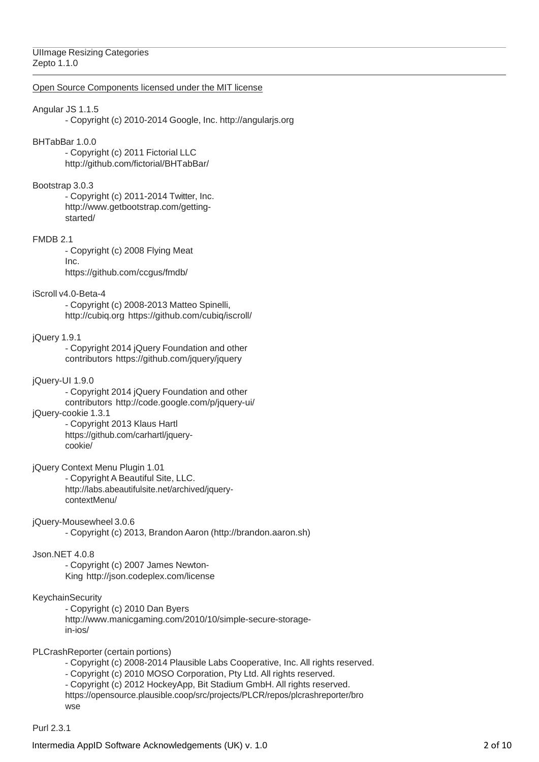UIImage Resizing Categories
Zepto 1.1.0

Open Source Components licensed under the MIT license

Angular JS 1.1.5
- Copyright (c) 2010-2014 Google, Inc. http://angularjs.org

BHTabBar 1.0.0
- Copyright (c) 2011 Fictorial LLC
http://github.com/fictorial/BHTabBar/

Bootstrap 3.0.3
- Copyright (c) 2011-2014 Twitter, Inc.
http://www.getbootstrap.com/getting-started/

FMDB 2.1
- Copyright (c) 2008 Flying Meat Inc.
https://github.com/ccgus/fmdb/

iScroll v4.0-Beta-4
- Copyright (c) 2008-2013 Matteo Spinelli,
http://cubiq.org https://github.com/cubiq/iscroll/

jQuery 1.9.1
- Copyright 2014 jQuery Foundation and other contributors https://github.com/jquery/jquery

jQuery-UI 1.9.0
- Copyright 2014 jQuery Foundation and other contributors http://code.google.com/p/jquery-ui/

jQuery-cookie 1.3.1
- Copyright 2013 Klaus Hartl
https://github.com/carhartl/jquery-cookie/

jQuery Context Menu Plugin 1.01
- Copyright A Beautiful Site, LLC.
http://labs.abeautifulsite.net/archived/jquery-contextMenu/

jQuery-Mousewheel 3.0.6
- Copyright (c) 2013, Brandon Aaron (http://brandon.aaron.sh)

Json.NET 4.0.8
- Copyright (c) 2007 James Newton-King http://json.codeplex.com/license

KeychainSecurity
- Copyright (c) 2010 Dan Byers
http://www.manicgaming.com/2010/10/simple-secure-storage-in-ios/

PLCrashReporter (certain portions)
- Copyright (c) 2008-2014 Plausible Labs Cooperative, Inc. All rights reserved.
- Copyright (c) 2010 MOSO Corporation, Pty Ltd. All rights reserved.
- Copyright (c) 2012 HockeyApp, Bit Stadium GmbH. All rights reserved.
https://opensource.plausible.coop/src/projects/PLCR/repos/plcrashreporter/browse

Purl 2.3.1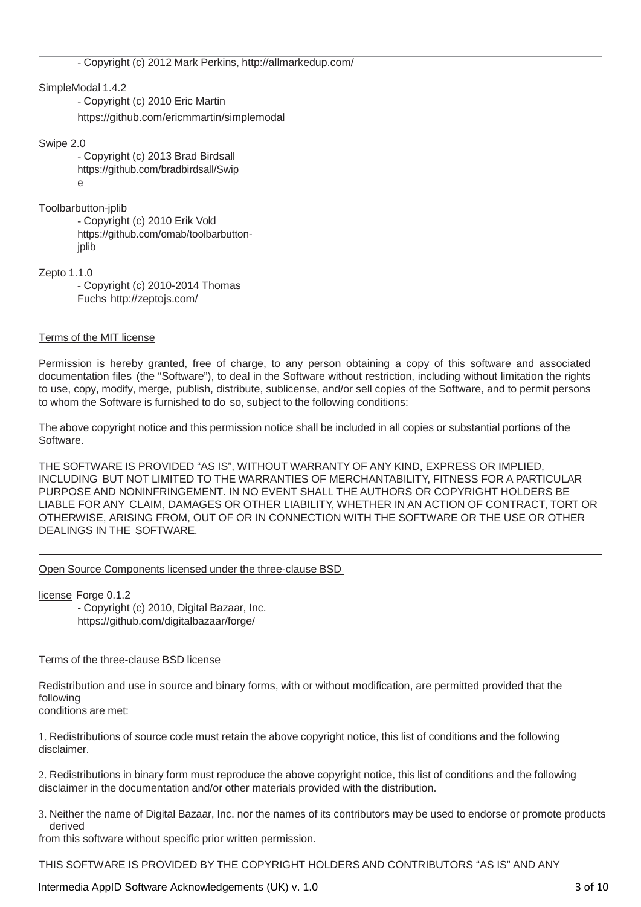- Copyright (c) 2012 Mark Perkins, http://allmarkedup.com/

SimpleModal 1.4.2

- Copyright (c) 2010 Eric Martin https://github.com/ericmmartin/simplemodal

Swipe 2.0

- Copyright (c) 2013 Brad Birdsall https://github.com/bradbirdsall/Swipe

Toolbarbutton-jplib

- Copyright (c) 2010 Erik Vold https://github.com/omab/toolbarbutton-jplib

Zepto 1.1.0

- Copyright (c) 2010-2014 Thomas Fuchs http://zeptojs.com/

Terms of the MIT license

Permission is hereby granted, free of charge, to any person obtaining a copy of this software and associated documentation files (the "Software"), to deal in the Software without restriction, including without limitation the rights to use, copy, modify, merge, publish, distribute, sublicense, and/or sell copies of the Software, and to permit persons to whom the Software is furnished to do so, subject to the following conditions:

The above copyright notice and this permission notice shall be included in all copies or substantial portions of the Software.

THE SOFTWARE IS PROVIDED "AS IS", WITHOUT WARRANTY OF ANY KIND, EXPRESS OR IMPLIED, INCLUDING BUT NOT LIMITED TO THE WARRANTIES OF MERCHANTABILITY, FITNESS FOR A PARTICULAR PURPOSE AND NONINFRINGEMENT. IN NO EVENT SHALL THE AUTHORS OR COPYRIGHT HOLDERS BE LIABLE FOR ANY CLAIM, DAMAGES OR OTHER LIABILITY, WHETHER IN AN ACTION OF CONTRACT, TORT OR OTHERWISE, ARISING FROM, OUT OF OR IN CONNECTION WITH THE SOFTWARE OR THE USE OR OTHER DEALINGS IN THE SOFTWARE.

---

Open Source Components licensed under the three-clause BSD license

Forge 0.1.2

- Copyright (c) 2010, Digital Bazaar, Inc. https://github.com/digitalbazaar/forge/

Terms of the three-clause BSD license

Redistribution and use in source and binary forms, with or without modification, are permitted provided that the following conditions are met:

1. Redistributions of source code must retain the above copyright notice, this list of conditions and the following disclaimer.

2. Redistributions in binary form must reproduce the above copyright notice, this list of conditions and the following disclaimer in the documentation and/or other materials provided with the distribution.

3. Neither the name of Digital Bazaar, Inc. nor the names of its contributors may be used to endorse or promote products derived from this software without specific prior written permission.

THIS SOFTWARE IS PROVIDED BY THE COPYRIGHT HOLDERS AND CONTRIBUTORS "AS IS" AND ANY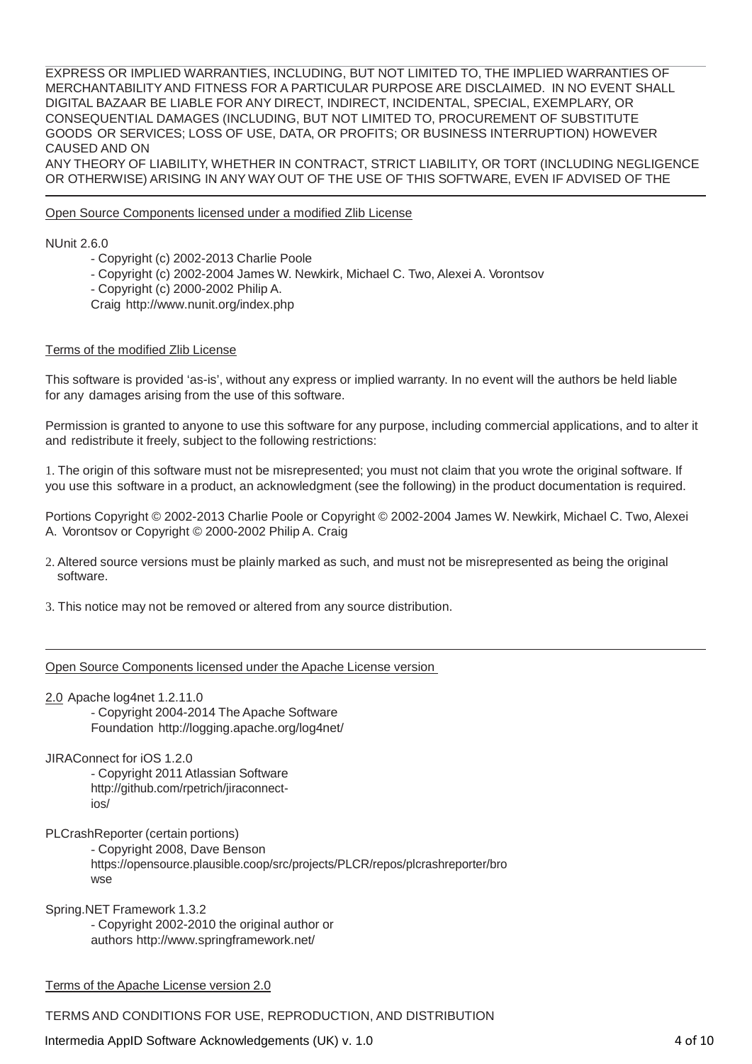EXPRESS OR IMPLIED WARRANTIES, INCLUDING, BUT NOT LIMITED TO, THE IMPLIED WARRANTIES OF MERCHANTABILITY AND FITNESS FOR A PARTICULAR PURPOSE ARE DISCLAIMED. IN NO EVENT SHALL DIGITAL BAZAAR BE LIABLE FOR ANY DIRECT, INDIRECT, INCIDENTAL, SPECIAL, EXEMPLARY, OR CONSEQUENTIAL DAMAGES (INCLUDING, BUT NOT LIMITED TO, PROCUREMENT OF SUBSTITUTE GOODS OR SERVICES; LOSS OF USE, DATA, OR PROFITS; OR BUSINESS INTERRUPTION) HOWEVER CAUSED AND ON
ANY THEORY OF LIABILITY, WHETHER IN CONTRACT, STRICT LIABILITY, OR TORT (INCLUDING NEGLIGENCE OR OTHERWISE) ARISING IN ANY WAY OUT OF THE USE OF THIS SOFTWARE, EVEN IF ADVISED OF THE

---

Open Source Components licensed under a modified Zlib License

NUnit 2.6.0
- Copyright (c) 2002-2013 Charlie Poole
- Copyright (c) 2002-2004 James W. Newkirk, Michael C. Two, Alexei A. Vorontsov
- Copyright (c) 2000-2002 Philip A.
Craig http://www.nunit.org/index.php

Terms of the modified Zlib License

This software is provided 'as-is', without any express or implied warranty. In no event will the authors be held liable for any damages arising from the use of this software.

Permission is granted to anyone to use this software for any purpose, including commercial applications, and to alter it and redistribute it freely, subject to the following restrictions:

1. The origin of this software must not be misrepresented; you must not claim that you wrote the original software. If you use this software in a product, an acknowledgment (see the following) in the product documentation is required.

Portions Copyright © 2002-2013 Charlie Poole or Copyright © 2002-2004 James W. Newkirk, Michael C. Two, Alexei A. Vorontsov or Copyright © 2000-2002 Philip A. Craig

2. Altered source versions must be plainly marked as such, and must not be misrepresented as being the original software.

3. This notice may not be removed or altered from any source distribution.

---

Open Source Components licensed under the Apache License version 2.0

Apache log4net 1.2.11.0
- Copyright 2004-2014 The Apache Software Foundation http://logging.apache.org/log4net/

JIRAConnect for iOS 1.2.0
- Copyright 2011 Atlassian Software http://github.com/rpetrich/jiraconnect-ios/

PLCrashReporter (certain portions)
- Copyright 2008, Dave Benson https://opensource.plausible.coop/src/projects/PLCR/repos/plcrashreporter/browse

Spring.NET Framework 1.3.2
- Copyright 2002-2010 the original author or authors http://www.springframework.net/

Terms of the Apache License version 2.0

TERMS AND CONDITIONS FOR USE, REPRODUCTION, AND DISTRIBUTION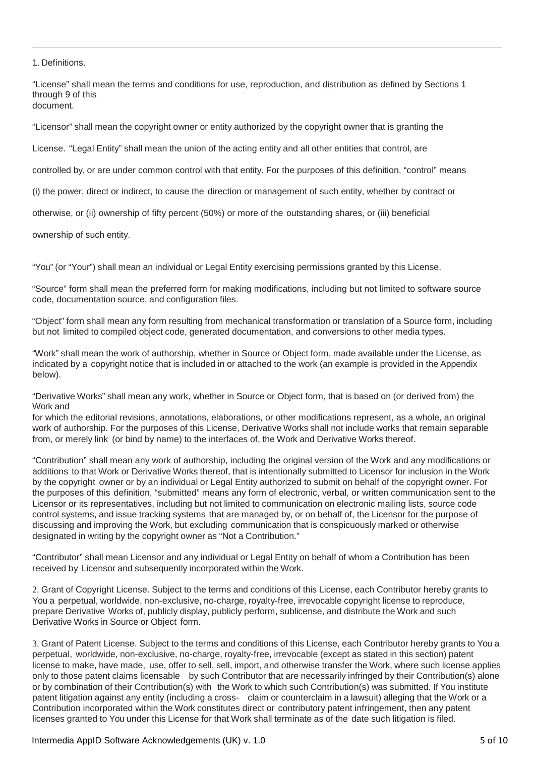1. Definitions.

"License" shall mean the terms and conditions for use, reproduction, and distribution as defined by Sections 1 through 9 of this document.

"Licensor" shall mean the copyright owner or entity authorized by the copyright owner that is granting the License.

"Legal Entity" shall mean the union of the acting entity and all other entities that control, are controlled by, or are under common control with that entity. For the purposes of this definition, "control" means (i) the power, direct or indirect, to cause the direction or management of such entity, whether by contract or otherwise, or (ii) ownership of fifty percent (50%) or more of the outstanding shares, or (iii) beneficial ownership of such entity.

"You" (or "Your") shall mean an individual or Legal Entity exercising permissions granted by this License.

"Source" form shall mean the preferred form for making modifications, including but not limited to software source code, documentation source, and configuration files.

"Object" form shall mean any form resulting from mechanical transformation or translation of a Source form, including but not limited to compiled object code, generated documentation, and conversions to other media types.

"Work" shall mean the work of authorship, whether in Source or Object form, made available under the License, as indicated by a copyright notice that is included in or attached to the work (an example is provided in the Appendix below).

"Derivative Works" shall mean any work, whether in Source or Object form, that is based on (or derived from) the Work and for which the editorial revisions, annotations, elaborations, or other modifications represent, as a whole, an original work of authorship. For the purposes of this License, Derivative Works shall not include works that remain separable from, or merely link (or bind by name) to the interfaces of, the Work and Derivative Works thereof.

"Contribution" shall mean any work of authorship, including the original version of the Work and any modifications or additions to that Work or Derivative Works thereof, that is intentionally submitted to Licensor for inclusion in the Work by the copyright owner or by an individual or Legal Entity authorized to submit on behalf of the copyright owner. For the purposes of this definition, "submitted" means any form of electronic, verbal, or written communication sent to the Licensor or its representatives, including but not limited to communication on electronic mailing lists, source code control systems, and issue tracking systems that are managed by, or on behalf of, the Licensor for the purpose of discussing and improving the Work, but excluding communication that is conspicuously marked or otherwise designated in writing by the copyright owner as "Not a Contribution."

"Contributor" shall mean Licensor and any individual or Legal Entity on behalf of whom a Contribution has been received by Licensor and subsequently incorporated within the Work.

2. Grant of Copyright License. Subject to the terms and conditions of this License, each Contributor hereby grants to You a perpetual, worldwide, non-exclusive, no-charge, royalty-free, irrevocable copyright license to reproduce, prepare Derivative Works of, publicly display, publicly perform, sublicense, and distribute the Work and such Derivative Works in Source or Object form.

3. Grant of Patent License. Subject to the terms and conditions of this License, each Contributor hereby grants to You a perpetual, worldwide, non-exclusive, no-charge, royalty-free, irrevocable (except as stated in this section) patent license to make, have made, use, offer to sell, sell, import, and otherwise transfer the Work, where such license applies only to those patent claims licensable by such Contributor that are necessarily infringed by their Contribution(s) alone or by combination of their Contribution(s) with the Work to which such Contribution(s) was submitted. If You institute patent litigation against any entity (including a cross- claim or counterclaim in a lawsuit) alleging that the Work or a Contribution incorporated within the Work constitutes direct or contributory patent infringement, then any patent licenses granted to You under this License for that Work shall terminate as of the date such litigation is filed.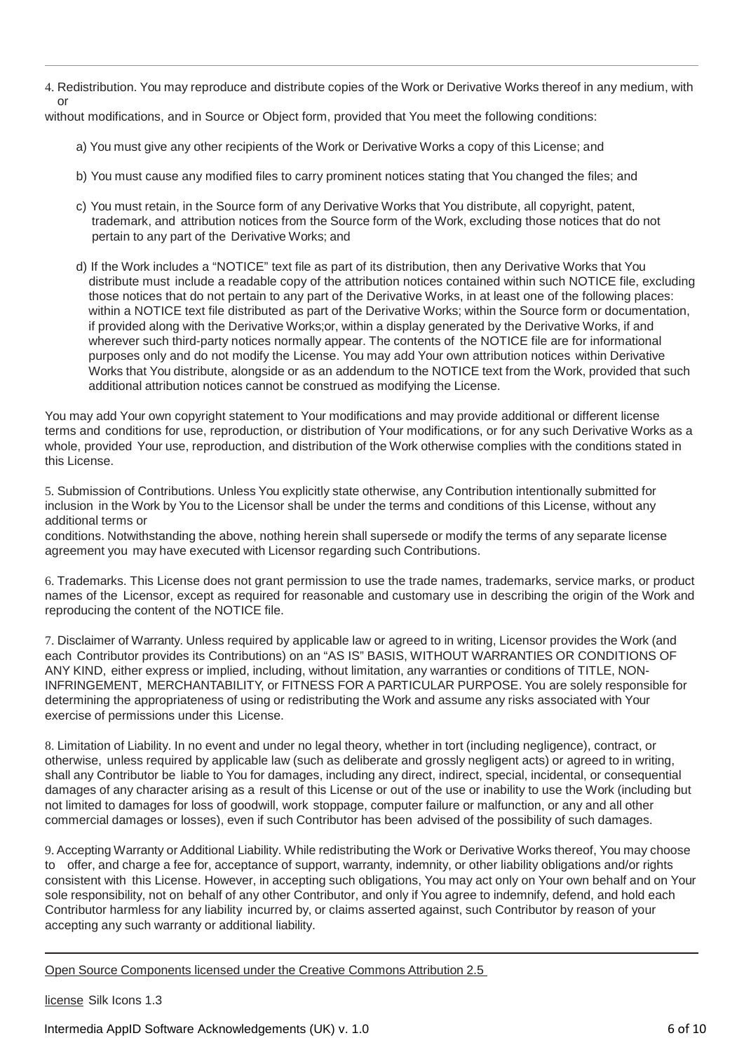4. Redistribution. You may reproduce and distribute copies of the Work or Derivative Works thereof in any medium, with or without modifications, and in Source or Object form, provided that You meet the following conditions:

a) You must give any other recipients of the Work or Derivative Works a copy of this License; and

b) You must cause any modified files to carry prominent notices stating that You changed the files; and

c) You must retain, in the Source form of any Derivative Works that You distribute, all copyright, patent, trademark, and attribution notices from the Source form of the Work, excluding those notices that do not pertain to any part of the Derivative Works; and

d) If the Work includes a "NOTICE" text file as part of its distribution, then any Derivative Works that You distribute must include a readable copy of the attribution notices contained within such NOTICE file, excluding those notices that do not pertain to any part of the Derivative Works, in at least one of the following places: within a NOTICE text file distributed as part of the Derivative Works; within the Source form or documentation, if provided along with the Derivative Works;or, within a display generated by the Derivative Works, if and wherever such third-party notices normally appear. The contents of the NOTICE file are for informational purposes only and do not modify the License. You may add Your own attribution notices within Derivative Works that You distribute, alongside or as an addendum to the NOTICE text from the Work, provided that such additional attribution notices cannot be construed as modifying the License.

You may add Your own copyright statement to Your modifications and may provide additional or different license terms and conditions for use, reproduction, or distribution of Your modifications, or for any such Derivative Works as a whole, provided Your use, reproduction, and distribution of the Work otherwise complies with the conditions stated in this License.

5. Submission of Contributions. Unless You explicitly state otherwise, any Contribution intentionally submitted for inclusion in the Work by You to the Licensor shall be under the terms and conditions of this License, without any additional terms or conditions. Notwithstanding the above, nothing herein shall supersede or modify the terms of any separate license agreement you may have executed with Licensor regarding such Contributions.

6. Trademarks. This License does not grant permission to use the trade names, trademarks, service marks, or product names of the Licensor, except as required for reasonable and customary use in describing the origin of the Work and reproducing the content of the NOTICE file.

7. Disclaimer of Warranty. Unless required by applicable law or agreed to in writing, Licensor provides the Work (and each Contributor provides its Contributions) on an "AS IS" BASIS, WITHOUT WARRANTIES OR CONDITIONS OF ANY KIND, either express or implied, including, without limitation, any warranties or conditions of TITLE, NON-INFRINGEMENT, MERCHANTABILITY, or FITNESS FOR A PARTICULAR PURPOSE. You are solely responsible for determining the appropriateness of using or redistributing the Work and assume any risks associated with Your exercise of permissions under this License.

8. Limitation of Liability. In no event and under no legal theory, whether in tort (including negligence), contract, or otherwise, unless required by applicable law (such as deliberate and grossly negligent acts) or agreed to in writing, shall any Contributor be liable to You for damages, including any direct, indirect, special, incidental, or consequential damages of any character arising as a result of this License or out of the use or inability to use the Work (including but not limited to damages for loss of goodwill, work stoppage, computer failure or malfunction, or any and all other commercial damages or losses), even if such Contributor has been advised of the possibility of such damages.

9. Accepting Warranty or Additional Liability. While redistributing the Work or Derivative Works thereof, You may choose to offer, and charge a fee for, acceptance of support, warranty, indemnity, or other liability obligations and/or rights consistent with this License. However, in accepting such obligations, You may act only on Your own behalf and on Your sole responsibility, not on behalf of any other Contributor, and only if You agree to indemnify, defend, and hold each Contributor harmless for any liability incurred by, or claims asserted against, such Contributor by reason of your accepting any such warranty or additional liability.

---

Open Source Components licensed under the Creative Commons Attribution 2.5 license

Silk Icons 1.3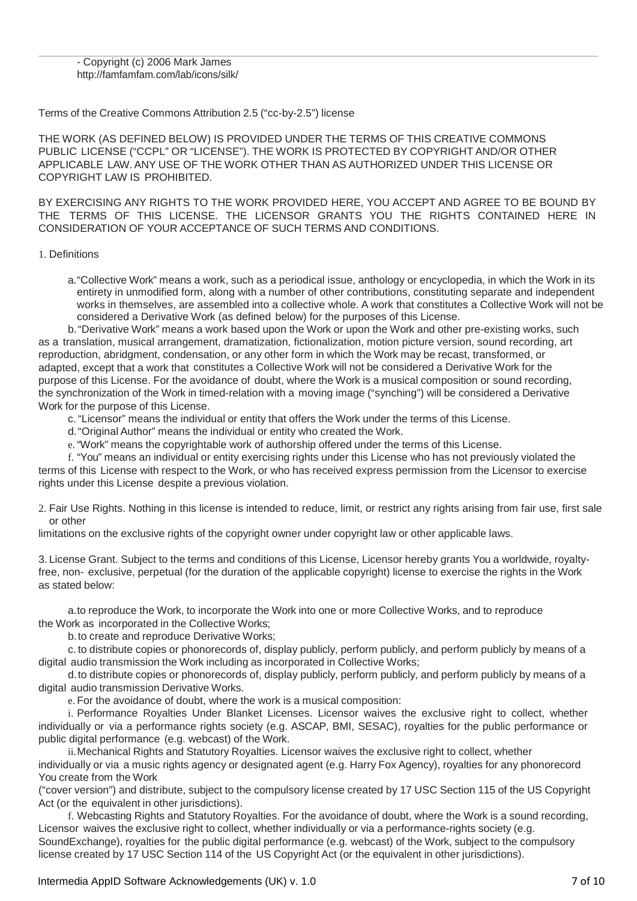- Copyright (c) 2006 Mark James
http://famfamfam.com/lab/icons/silk/

Terms of the Creative Commons Attribution 2.5 ("cc-by-2.5") license

THE WORK (AS DEFINED BELOW) IS PROVIDED UNDER THE TERMS OF THIS CREATIVE COMMONS PUBLIC LICENSE ("CCPL" OR "LICENSE"). THE WORK IS PROTECTED BY COPYRIGHT AND/OR OTHER APPLICABLE LAW. ANY USE OF THE WORK OTHER THAN AS AUTHORIZED UNDER THIS LICENSE OR COPYRIGHT LAW IS PROHIBITED.

BY EXERCISING ANY RIGHTS TO THE WORK PROVIDED HERE, YOU ACCEPT AND AGREE TO BE BOUND BY THE TERMS OF THIS LICENSE. THE LICENSOR GRANTS YOU THE RIGHTS CONTAINED HERE IN CONSIDERATION OF YOUR ACCEPTANCE OF SUCH TERMS AND CONDITIONS.

1. Definitions

a. "Collective Work" means a work, such as a periodical issue, anthology or encyclopedia, in which the Work in its entirety in unmodified form, along with a number of other contributions, constituting separate and independent works in themselves, are assembled into a collective whole. A work that constitutes a Collective Work will not be considered a Derivative Work (as defined below) for the purposes of this License.

b. "Derivative Work" means a work based upon the Work or upon the Work and other pre-existing works, such as a translation, musical arrangement, dramatization, fictionalization, motion picture version, sound recording, art reproduction, abridgment, condensation, or any other form in which the Work may be recast, transformed, or adapted, except that a work that constitutes a Collective Work will not be considered a Derivative Work for the purpose of this License. For the avoidance of doubt, where the Work is a musical composition or sound recording, the synchronization of the Work in timed-relation with a moving image ("synching") will be considered a Derivative Work for the purpose of this License.

c. "Licensor" means the individual or entity that offers the Work under the terms of this License.

d. "Original Author" means the individual or entity who created the Work.

e. "Work" means the copyrightable work of authorship offered under the terms of this License.

f. "You" means an individual or entity exercising rights under this License who has not previously violated the terms of this License with respect to the Work, or who has received express permission from the Licensor to exercise rights under this License despite a previous violation.

2. Fair Use Rights. Nothing in this license is intended to reduce, limit, or restrict any rights arising from fair use, first sale or other limitations on the exclusive rights of the copyright owner under copyright law or other applicable laws.

3. License Grant. Subject to the terms and conditions of this License, Licensor hereby grants You a worldwide, royalty-free, non- exclusive, perpetual (for the duration of the applicable copyright) license to exercise the rights in the Work as stated below:

a. to reproduce the Work, to incorporate the Work into one or more Collective Works, and to reproduce the Work as incorporated in the Collective Works;

b. to create and reproduce Derivative Works;

c. to distribute copies or phonorecords of, display publicly, perform publicly, and perform publicly by means of a digital audio transmission the Work including as incorporated in Collective Works;

d. to distribute copies or phonorecords of, display publicly, perform publicly, and perform publicly by means of a digital audio transmission Derivative Works.

e. For the avoidance of doubt, where the work is a musical composition:

i. Performance Royalties Under Blanket Licenses. Licensor waives the exclusive right to collect, whether individually or via a performance rights society (e.g. ASCAP, BMI, SESAC), royalties for the public performance or public digital performance (e.g. webcast) of the Work.

ii. Mechanical Rights and Statutory Royalties. Licensor waives the exclusive right to collect, whether individually or via a music rights agency or designated agent (e.g. Harry Fox Agency), royalties for any phonorecord You create from the Work ("cover version") and distribute, subject to the compulsory license created by 17 USC Section 115 of the US Copyright Act (or the equivalent in other jurisdictions).

f. Webcasting Rights and Statutory Royalties. For the avoidance of doubt, where the Work is a sound recording, Licensor waives the exclusive right to collect, whether individually or via a performance-rights society (e.g. SoundExchange), royalties for the public digital performance (e.g. webcast) of the Work, subject to the compulsory license created by 17 USC Section 114 of the US Copyright Act (or the equivalent in other jurisdictions).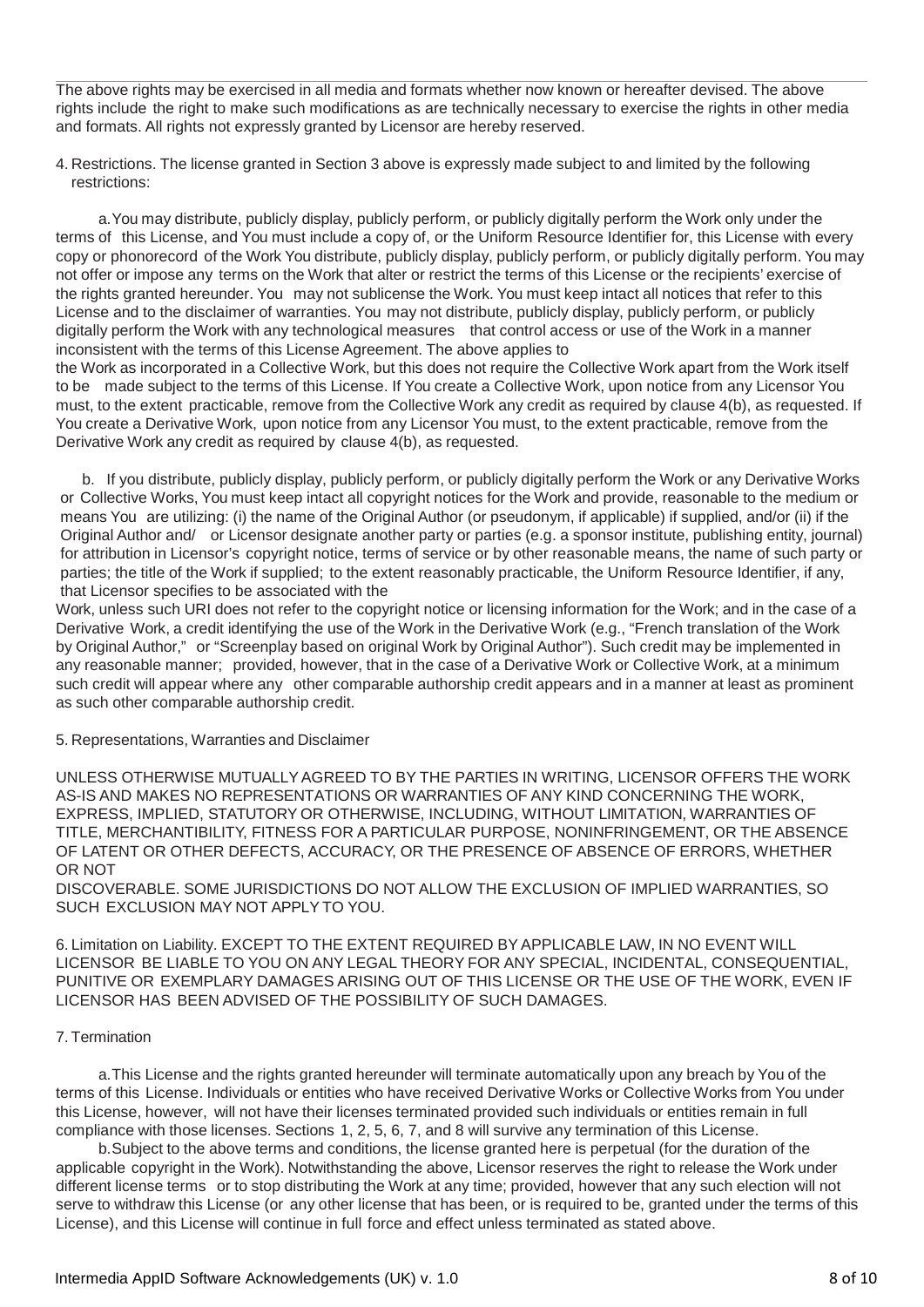The above rights may be exercised in all media and formats whether now known or hereafter devised. The above rights include the right to make such modifications as are technically necessary to exercise the rights in other media and formats. All rights not expressly granted by Licensor are hereby reserved.

4. Restrictions. The license granted in Section 3 above is expressly made subject to and limited by the following restrictions:

a. You may distribute, publicly display, publicly perform, or publicly digitally perform the Work only under the terms of this License, and You must include a copy of, or the Uniform Resource Identifier for, this License with every copy or phonorecord of the Work You distribute, publicly display, publicly perform, or publicly digitally perform. You may not offer or impose any terms on the Work that alter or restrict the terms of this License or the recipients' exercise of the rights granted hereunder. You may not sublicense the Work. You must keep intact all notices that refer to this License and to the disclaimer of warranties. You may not distribute, publicly display, publicly perform, or publicly digitally perform the Work with any technological measures that control access or use of the Work in a manner inconsistent with the terms of this License Agreement. The above applies to the Work as incorporated in a Collective Work, but this does not require the Collective Work apart from the Work itself to be made subject to the terms of this License. If You create a Collective Work, upon notice from any Licensor You must, to the extent practicable, remove from the Collective Work any credit as required by clause 4(b), as requested. If You create a Derivative Work, upon notice from any Licensor You must, to the extent practicable, remove from the Derivative Work any credit as required by clause 4(b), as requested.

b. If you distribute, publicly display, publicly perform, or publicly digitally perform the Work or any Derivative Works or Collective Works, You must keep intact all copyright notices for the Work and provide, reasonable to the medium or means You are utilizing: (i) the name of the Original Author (or pseudonym, if applicable) if supplied, and/or (ii) if the Original Author and/ or Licensor designate another party or parties (e.g. a sponsor institute, publishing entity, journal) for attribution in Licensor's copyright notice, terms of service or by other reasonable means, the name of such party or parties; the title of the Work if supplied; to the extent reasonably practicable, the Uniform Resource Identifier, if any, that Licensor specifies to be associated with the Work, unless such URI does not refer to the copyright notice or licensing information for the Work; and in the case of a Derivative Work, a credit identifying the use of the Work in the Derivative Work (e.g., "French translation of the Work by Original Author," or "Screenplay based on original Work by Original Author"). Such credit may be implemented in any reasonable manner; provided, however, that in the case of a Derivative Work or Collective Work, at a minimum such credit will appear where any other comparable authorship credit appears and in a manner at least as prominent as such other comparable authorship credit.

5. Representations, Warranties and Disclaimer

UNLESS OTHERWISE MUTUALLY AGREED TO BY THE PARTIES IN WRITING, LICENSOR OFFERS THE WORK AS-IS AND MAKES NO REPRESENTATIONS OR WARRANTIES OF ANY KIND CONCERNING THE WORK, EXPRESS, IMPLIED, STATUTORY OR OTHERWISE, INCLUDING, WITHOUT LIMITATION, WARRANTIES OF TITLE, MERCHANTIBILITY, FITNESS FOR A PARTICULAR PURPOSE, NONINFRINGEMENT, OR THE ABSENCE OF LATENT OR OTHER DEFECTS, ACCURACY, OR THE PRESENCE OF ABSENCE OF ERRORS, WHETHER OR NOT DISCOVERABLE. SOME JURISDICTIONS DO NOT ALLOW THE EXCLUSION OF IMPLIED WARRANTIES, SO SUCH EXCLUSION MAY NOT APPLY TO YOU.

6. Limitation on Liability. EXCEPT TO THE EXTENT REQUIRED BY APPLICABLE LAW, IN NO EVENT WILL LICENSOR BE LIABLE TO YOU ON ANY LEGAL THEORY FOR ANY SPECIAL, INCIDENTAL, CONSEQUENTIAL, PUNITIVE OR EXEMPLARY DAMAGES ARISING OUT OF THIS LICENSE OR THE USE OF THE WORK, EVEN IF LICENSOR HAS BEEN ADVISED OF THE POSSIBILITY OF SUCH DAMAGES.

7. Termination

a. This License and the rights granted hereunder will terminate automatically upon any breach by You of the terms of this License. Individuals or entities who have received Derivative Works or Collective Works from You under this License, however, will not have their licenses terminated provided such individuals or entities remain in full compliance with those licenses. Sections 1, 2, 5, 6, 7, and 8 will survive any termination of this License.

b. Subject to the above terms and conditions, the license granted here is perpetual (for the duration of the applicable copyright in the Work). Notwithstanding the above, Licensor reserves the right to release the Work under different license terms or to stop distributing the Work at any time; provided, however that any such election will not serve to withdraw this License (or any other license that has been, or is required to be, granted under the terms of this License), and this License will continue in full force and effect unless terminated as stated above.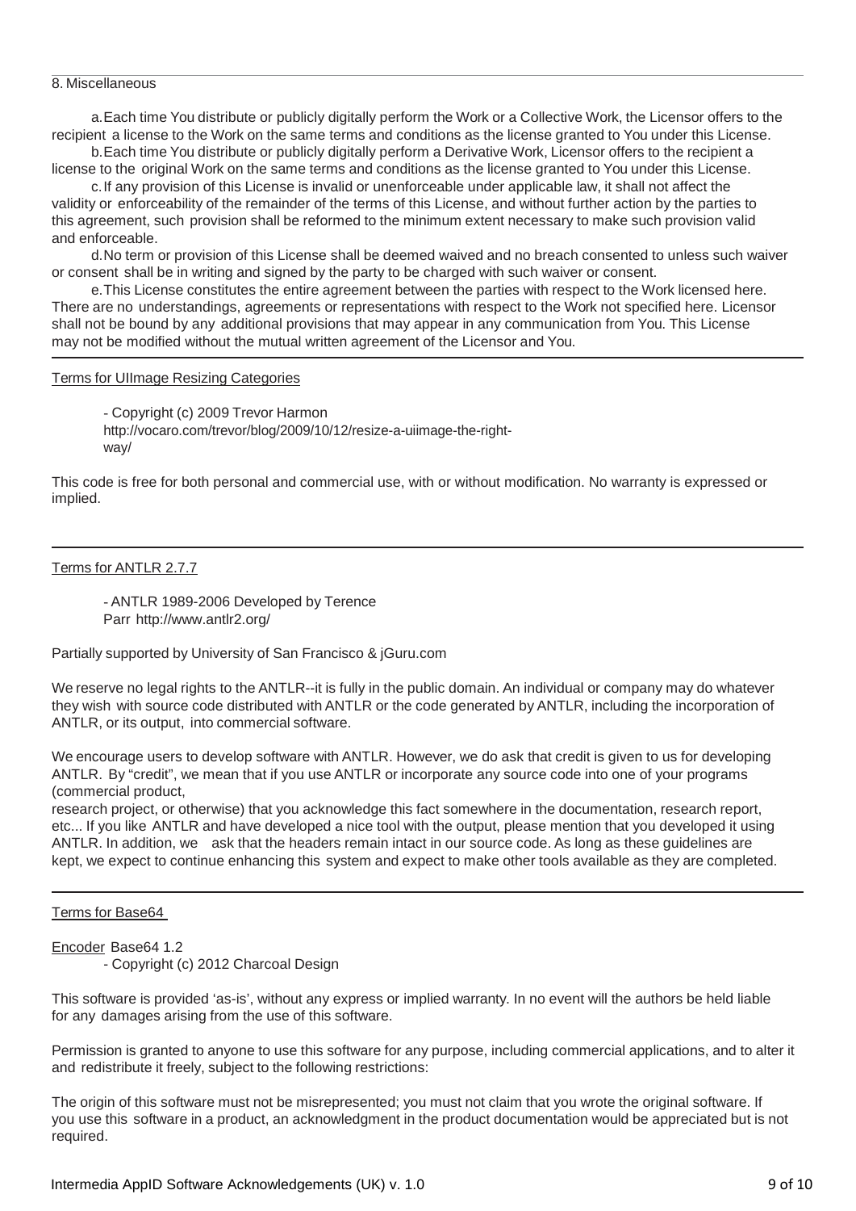8. Miscellaneous

a. Each time You distribute or publicly digitally perform the Work or a Collective Work, the Licensor offers to the recipient a license to the Work on the same terms and conditions as the license granted to You under this License.

b. Each time You distribute or publicly digitally perform a Derivative Work, Licensor offers to the recipient a license to the original Work on the same terms and conditions as the license granted to You under this License.

c. If any provision of this License is invalid or unenforceable under applicable law, it shall not affect the validity or enforceability of the remainder of the terms of this License, and without further action by the parties to this agreement, such provision shall be reformed to the minimum extent necessary to make such provision valid and enforceable.

d. No term or provision of this License shall be deemed waived and no breach consented to unless such waiver or consent shall be in writing and signed by the party to be charged with such waiver or consent.

e. This License constitutes the entire agreement between the parties with respect to the Work licensed here. There are no understandings, agreements or representations with respect to the Work not specified here. Licensor shall not be bound by any additional provisions that may appear in any communication from You. This License may not be modified without the mutual written agreement of the Licensor and You.

---

Terms for UIImage Resizing Categories

- Copyright (c) 2009 Trevor Harmon
http://vocaro.com/trevor/blog/2009/10/12/resize-a-uiimage-the-right-way/

This code is free for both personal and commercial use, with or without modification. No warranty is expressed or implied.

---

Terms for ANTLR 2.7.7

- ANTLR 1989-2006 Developed by Terence Parr http://www.antlr2.org/

Partially supported by University of San Francisco & jGuru.com

We reserve no legal rights to the ANTLR--it is fully in the public domain. An individual or company may do whatever they wish with source code distributed with ANTLR or the code generated by ANTLR, including the incorporation of ANTLR, or its output, into commercial software.

We encourage users to develop software with ANTLR. However, we do ask that credit is given to us for developing ANTLR. By "credit", we mean that if you use ANTLR or incorporate any source code into one of your programs (commercial product, research project, or otherwise) that you acknowledge this fact somewhere in the documentation, research report, etc... If you like ANTLR and have developed a nice tool with the output, please mention that you developed it using ANTLR. In addition, we ask that the headers remain intact in our source code. As long as these guidelines are kept, we expect to continue enhancing this system and expect to make other tools available as they are completed.

---

Terms for Base64 Encoder Base64 1.2

- Copyright (c) 2012 Charcoal Design

This software is provided 'as-is', without any express or implied warranty. In no event will the authors be held liable for any damages arising from the use of this software.

Permission is granted to anyone to use this software for any purpose, including commercial applications, and to alter it and redistribute it freely, subject to the following restrictions:

The origin of this software must not be misrepresented; you must not claim that you wrote the original software. If you use this software in a product, an acknowledgment in the product documentation would be appreciated but is not required.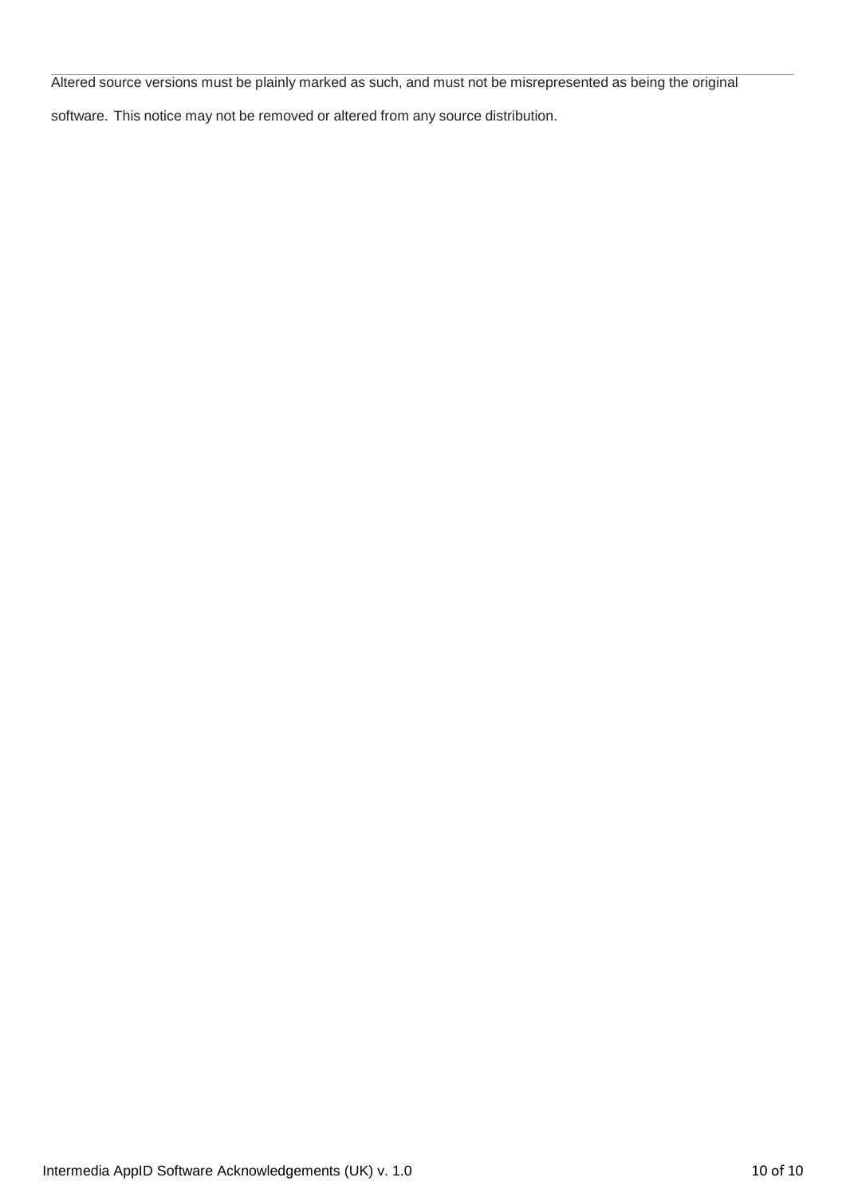Altered source versions must be plainly marked as such, and must not be misrepresented as being the original software. This notice may not be removed or altered from any source distribution.